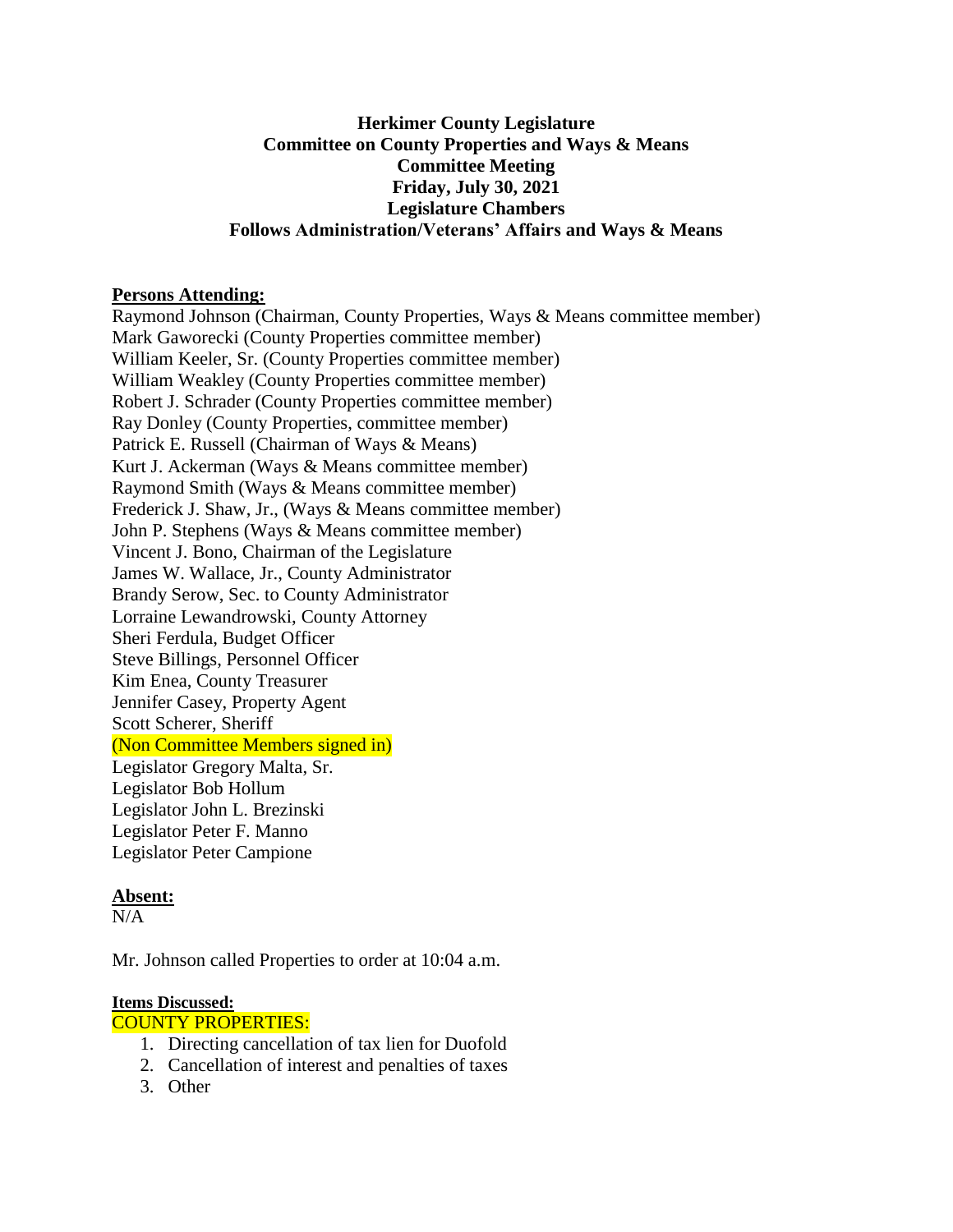**Herkimer County Legislature**
**Committee on County Properties and Ways & Means**
**Committee Meeting**
**Friday, July 30, 2021**
**Legislature Chambers**
**Follows Administration/Veterans' Affairs and Ways & Means**

**Persons Attending:**

Raymond Johnson (Chairman, County Properties, Ways & Means committee member)
Mark Gaworecki (County Properties committee member)
William Keeler, Sr. (County Properties committee member)
William Weakley (County Properties committee member)
Robert J. Schrader (County Properties committee member)
Ray Donley (County Properties, committee member)
Patrick E. Russell (Chairman of Ways & Means)
Kurt J. Ackerman (Ways & Means committee member)
Raymond Smith (Ways & Means committee member)
Frederick J. Shaw, Jr., (Ways & Means committee member)
John P. Stephens (Ways & Means committee member)
Vincent J. Bono, Chairman of the Legislature
James W. Wallace, Jr., County Administrator
Brandy Serow, Sec. to County Administrator
Lorraine Lewandrowski, County Attorney
Sheri Ferdula, Budget Officer
Steve Billings, Personnel Officer
Kim Enea, County Treasurer
Jennifer Casey, Property Agent
Scott Scherer, Sheriff
(Non Committee Members signed in)
Legislator Gregory Malta, Sr.
Legislator Bob Hollum
Legislator John L. Brezinski
Legislator Peter F. Manno
Legislator Peter Campione

**Absent:**

N/A

Mr. Johnson called Properties to order at 10:04 a.m.

**Items Discussed:**

COUNTY PROPERTIES:

1. Directing cancellation of tax lien for Duofold
2. Cancellation of interest and penalties of taxes
3. Other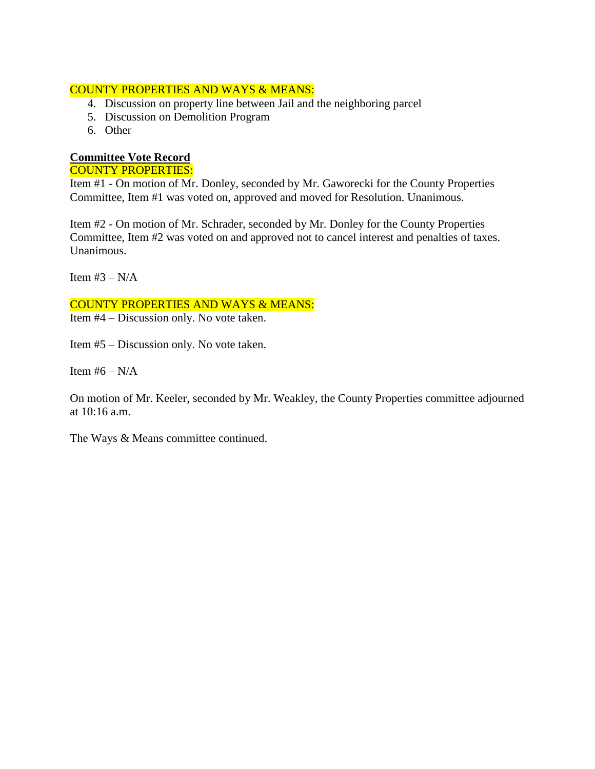COUNTY PROPERTIES AND WAYS & MEANS:

4. Discussion on property line between Jail and the neighboring parcel
5. Discussion on Demolition Program
6. Other

**Committee Vote Record**

COUNTY PROPERTIES:

Item #1 - On motion of Mr. Donley, seconded by Mr. Gaworecki for the County Properties Committee, Item #1 was voted on, approved and moved for Resolution. Unanimous.

Item #2 - On motion of Mr. Schrader, seconded by Mr. Donley for the County Properties Committee, Item #2 was voted on and approved not to cancel interest and penalties of taxes. Unanimous.

Item #3 – N/A

COUNTY PROPERTIES AND WAYS & MEANS:

Item #4 – Discussion only. No vote taken.

Item #5 – Discussion only. No vote taken.

Item #6 – N/A

On motion of Mr. Keeler, seconded by Mr. Weakley, the County Properties committee adjourned at 10:16 a.m.

The Ways & Means committee continued.